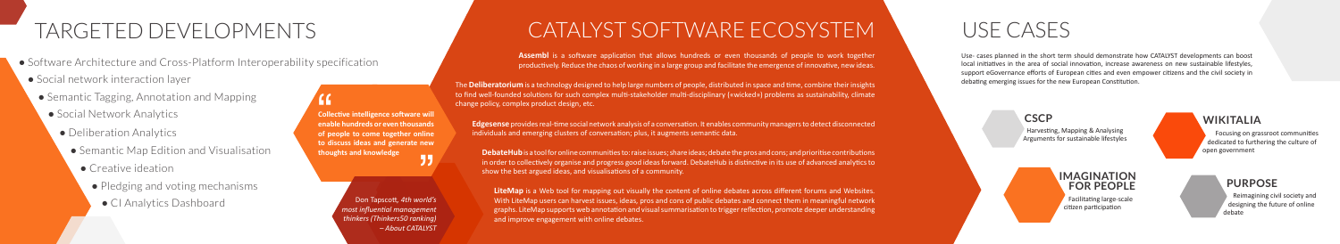# TARGETED DEVELOPMENTS

- Software Architecture and Cross-Platform Interoperability specification
  - Social network interaction layer
    - Semantic Tagging, Annotation and Mapping
      - Social Network Analytics
        - Deliberation Analytics
          - Semantic Map Edition and Visualisation
            - Creative ideation
              - Pledging and voting mechanisms
                - CI Analytics Dashboard

> **Collective intelligence software will enable hundreds or even thousands of people to come together online to discuss ideas and generate new thoughts and knowledge**
>
> Don Tapscott, *4th world's most influential management thinkers (Thinkers50 ranking) – About CATALYST*

# CATALYST SOFTWARE ECOSYSTEM

**Assembl** is a software application that allows hundreds or even thousands of people to work together productively. Reduce the chaos of working in a large group and facilitate the emergence of innovative, new ideas.

The **Deliberatorium** is a technology designed to help large numbers of people, distributed in space and time, combine their insights to find well-founded solutions for such complex multi-stakeholder multi-disciplinary («wicked») problems as sustainability, climate change policy, complex product design, etc.

**Edgesense** provides real-time social network analysis of a conversation. It enables community managers to detect disconnected individuals and emerging clusters of conversation; plus, it augments semantic data.

**DebateHub** is a tool for online communities to: raise issues; share ideas; debate the pros and cons; and prioritise contributions in order to collectively organise and progress good ideas forward. DebateHub is distinctive in its use of advanced analytics to show the best argued ideas, and visualisations of a community.

**LiteMap** is a Web tool for mapping out visually the content of online debates across different forums and Websites. With LiteMap users can harvest issues, ideas, pros and cons of public debates and connect them in meaningful network graphs. LiteMap supports web annotation and visual summarisation to trigger reflection, promote deeper understanding and improve engagement with online debates.

# USE CASES

Use- cases planned in the short term should demonstrate how CATALYST developments can boost local initiatives in the area of social innovation, increase awareness on new sustainable lifestyles, support eGovernance efforts of European cities and even empower citizens and the civil society in debating emerging issues for the new European Constitution.

## CSCP

Harvesting, Mapping & Analysing Arguments for sustainable lifestyles

## WIKITALIA

Focusing on grassroot communities dedicated to furthering the culture of open government

## IMAGINATION FOR PEOPLE

Facilitating large-scale citizen participation

## PURPOSE

Reimagining civil society and designing the future of online debate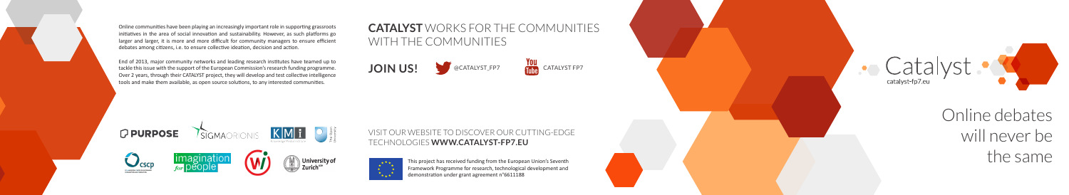Online communities have been playing an increasingly important role in supporting grassroots initiatives in the area of social innovation and sustainability. However, as such platforms go larger and larger, it is more and more difficult for community managers to ensure efficient debates among citizens, i.e. to ensure collective ideation, decision and action.

End of 2013, major community networks and leading research institutes have teamed up to tackle this issue with the support of the European Commission's research funding programme. Over 2 years, through their CATALYST project, they will develop and test collective intelligence tools and make them available, as open source solutions, to any interested communities.

PURPOSE

SIGMAORIONIS

KMi Knowledge Media Institute

The Open University

cscp

imagination for people

University of Zurich

## CATALYST WORKS FOR THE COMMUNITIES WITH THE COMMUNITIES

**JOIN US!** @CATALYST_FP7 CATALYST FP7

VISIT OUR WEBSITE TO DISCOVER OUR CUTTING-EDGE TECHNOLOGIES **WWW.CATALYST-FP7.EU**

This project has received funding from the European Union's Seventh Framework Programme for research, technological development and demonstration under grant agreement n°6611188

Catalyst

catalyst-fp7.eu

# Online debates will never be the same